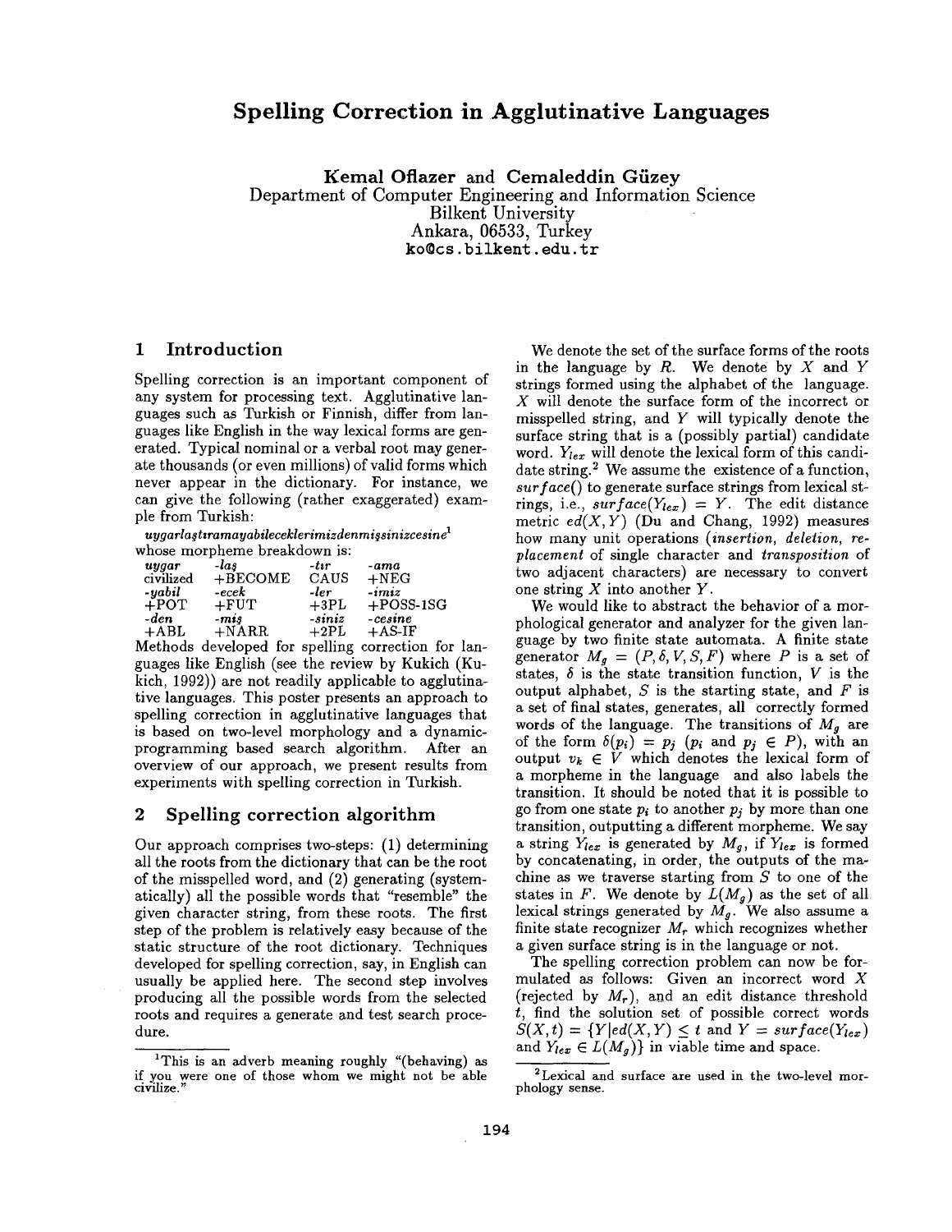# Spelling Correction in Agglutinative Languages

**Kemal Oflazer** and **Cemaleddin Güzey**
Department of Computer Engineering and Information Science
Bilkent University
Ankara, 06533, Turkey
ko@cs.bilkent.edu.tr

## 1 Introduction

Spelling correction is an important component of any system for processing text. Agglutinative languages such as Turkish or Finnish, differ from languages like English in the way lexical forms are generated. Typical nominal or a verbal root may generate thousands (or even millions) of valid forms which never appear in the dictionary. For instance, we can give the following (rather exaggerated) example from Turkish:

*uygarlaştıramayabileceklerimizdenmişsinizcesine*[1]

whose morpheme breakdown is:

| *uygar* | *-laş* | *-tır* | *-ama* |
|---|---|---|---|
| civilized | +BECOME | CAUS | +NEG |
| *-yabil* | *-ecek* | *-ler* | *-imiz* |
| +POT | +FUT | +3PL | +POSS-1SG |
| *-den* | *-miş* | *-siniz* | *-cesine* |
| +ABL | +NARR | +2PL | +AS-IF |

Methods developed for spelling correction for languages like English (see the review by Kukich (Kukich, 1992)) are not readily applicable to agglutinative languages. This poster presents an approach to spelling correction in agglutinative languages that is based on two-level morphology and a dynamic-programming based search algorithm. After an overview of our approach, we present results from experiments with spelling correction in Turkish.

## 2 Spelling correction algorithm

Our approach comprises two-steps: (1) determining all the roots from the dictionary that can be the root of the misspelled word, and (2) generating (systematically) all the possible words that "resemble" the given character string, from these roots. The first step of the problem is relatively easy because of the static structure of the root dictionary. Techniques developed for spelling correction, say, in English can usually be applied here. The second step involves producing all the possible words from the selected roots and requires a generate and test search procedure.

[1] This is an adverb meaning roughly "(behaving) as if you were one of those whom we might not be able civilize."

We denote the set of the surface forms of the roots in the language by $R$. We denote by $X$ and $Y$ strings formed using the alphabet of the language. $X$ will denote the surface form of the incorrect or misspelled string, and $Y$ will typically denote the surface string that is a (possibly partial) candidate word. $Y_{lex}$ will denote the lexical form of this candidate string.[2] We assume the existence of a function, $surface()$ to generate surface strings from lexical strings, i.e., $surface(Y_{lex}) = Y$. The edit distance metric $ed(X,Y)$ (Du and Chang, 1992) measures how many unit operations (*insertion*, *deletion*, *replacement* of single character and *transposition* of two adjacent characters) are necessary to convert one string $X$ into another $Y$.

We would like to abstract the behavior of a morphological generator and analyzer for the given language by two finite state automata. A finite state generator $M_g = (P, \delta, V, S, F)$ where $P$ is a set of states, $\delta$ is the state transition function, $V$ is the output alphabet, $S$ is the starting state, and $F$ is a set of final states, generates, all correctly formed words of the language. The transitions of $M_g$ are of the form $\delta(p_i) = p_j$ ($p_i$ and $p_j \in P$), with an output $v_k \in V$ which denotes the lexical form of a morpheme in the language and also labels the transition. It should be noted that it is possible to go from one state $p_i$ to another $p_j$ by more than one transition, outputting a different morpheme. We say a string $Y_{lex}$ is generated by $M_g$, if $Y_{lex}$ is formed by concatenating, in order, the outputs of the machine as we traverse starting from $S$ to one of the states in $F$. We denote by $L(M_g)$ as the set of all lexical strings generated by $M_g$. We also assume a finite state recognizer $M_r$ which recognizes whether a given surface string is in the language or not.

The spelling correction problem can now be formulated as follows: Given an incorrect word $X$ (rejected by $M_r$), and an edit distance threshold $t$, find the solution set of possible correct words $S(X,t) = \{Y | ed(X,Y) \leq t \text{ and } Y = surface(Y_{lex}) \text{ and } Y_{lex} \in L(M_g)\}$ in viable time and space.

[2] Lexical and surface are used in the two-level morphology sense.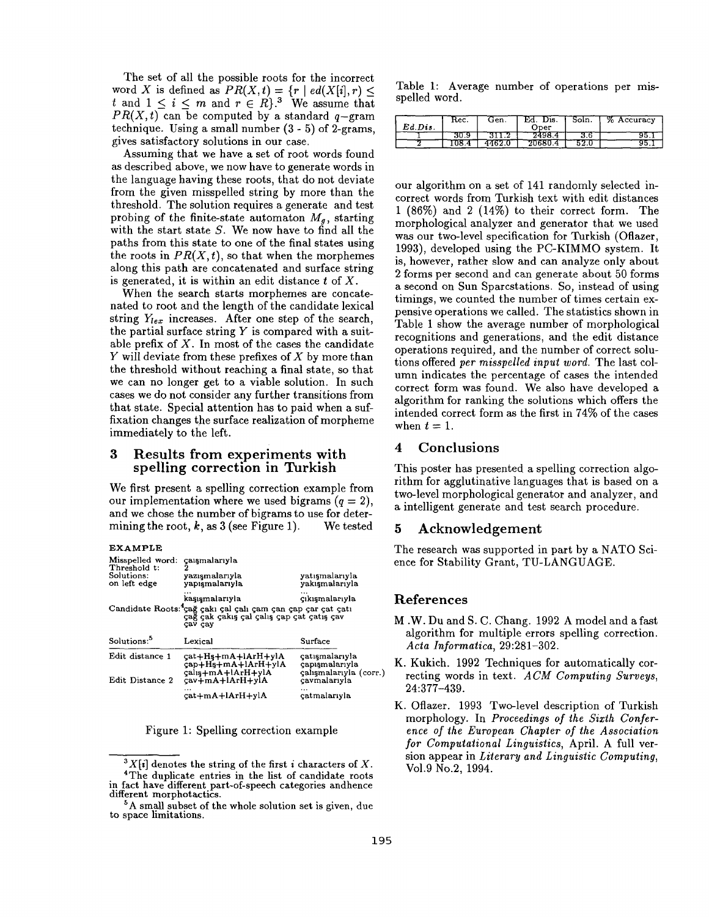The set of all the possible roots for the incorrect word $X$ is defined as $PR(X,t) = \{r \mid ed(X[i], r) \leq t \text{ and } 1 \leq i \leq m \text{ and } r \in R\}$.[3] We assume that $PR(X,t)$ can be computed by a standard $q$−gram technique. Using a small number (3 - 5) of 2-grams, gives satisfactory solutions in our case.

Assuming that we have a set of root words found as described above, we now have to generate words in the language having these roots, that do not deviate from the given misspelled string by more than the threshold. The solution requires a generate and test probing of the finite-state automaton $M_g$, starting with the start state $S$. We now have to find all the paths from this state to one of the final states using the roots in $PR(X,t)$, so that when the morphemes along this path are concatenated and surface string is generated, it is within an edit distance $t$ of $X$.

When the search starts morphemes are concatenated to root and the length of the candidate lexical string $Y_{lex}$ increases. After one step of the search, the partial surface string $Y$ is compared with a suitable prefix of $X$. In most of the cases the candidate $Y$ will deviate from these prefixes of $X$ by more than the threshold without reaching a final state, so that we can no longer get to a viable solution. In such cases we do not consider any further transitions from that state. Special attention has to paid when a suffixation changes the surface realization of morpheme immediately to the left.

## 3 Results from experiments with spelling correction in Turkish

We first present a spelling correction example from our implementation where we used bigrams ($q = 2$), and we chose the number of bigrams to use for determining the root, $k$, as 3 (see Figure 1). We tested our algorithm on a set of 141 randomly selected incorrect words from Turkish text with edit distances 1 (86%) and 2 (14%) to their correct form. The morphological analyzer and generator that we used was our two-level specification for Turkish (Oflazer, 1993), developed using the PC-KIMMO system. It is, however, rather slow and can analyze only about 2 forms per second and can generate about 50 forms a second on Sun Sparcstations. So, instead of using timings, we counted the number of times certain expensive operations we called. The statistics shown in Table 1 show the average number of morphological recognitions and generations, and the edit distance operations required, and the number of correct solutions offered *per misspelled input word*. The last column indicates the percentage of cases the intended correct form was found. We also have developed a algorithm for ranking the solutions which offers the intended correct form as the first in 74% of the cases when $t = 1$.

**EXAMPLE**

Misspelled word: çaışmalarıyla
Threshold t: 2
Solutions on left edge: yazışmalarıyla, yatışmalarıyla, yapışmalarıyla, yakışmalarıyla, ..., ..., kaşışmalarıyla, çıkışmalarıyla
Candidate Roots:[4] çağ çakı çal çalı çam çan çap çar çat çatı çağ çak çakış çal çalış çap çat çatış çav çav çay

| Solutions:[5] | Lexical | Surface |
|---|---|---|
| Edit distance 1 | çat+Hş+mA+lArH+ylA | çatışmalarıyla |
| | çap+Hş+mA+lArH+ylA | çapışmalarıyla |
| | çalış+mA+lArH+ylA | çalışmalarıyla (corr.) |
| Edit Distance 2 | çav+mA+lArH+ylA | çavmalarıyla |
| | ... | ... |
| | çat+mA+lArH+ylA | çatmalarıyla |

Figure 1: Spelling correction example

[3] $X[i]$ denotes the string of the first $i$ characters of $X$.

[4] The duplicate entries in the list of candidate roots in fact have different part-of-speech categories andhence different morphotactics.

[5] A small subset of the whole solution set is given, due to space limitations.

Table 1: Average number of operations per misspelled word.

| *Ed.Dis.* | Rec. | Gen. | Ed. Dis. Oper | Soln. | % Accuracy |
|---|---|---|---|---|---|
| 1 | 30.9 | 311.2 | 2498.4 | 3.6 | 95.1 |
| 2 | 108.4 | 4462.0 | 20680.4 | 52.0 | 95.1 |

## 4 Conclusions

This poster has presented a spelling correction algorithm for agglutinative languages that is based on a two-level morphological generator and analyzer, and a intelligent generate and test search procedure.

## 5 Acknowledgement

The research was supported in part by a NATO Science for Stability Grant, TU-LANGUAGE.

## References

M .W. Du and S. C. Chang. 1992 A model and a fast algorithm for multiple errors spelling correction. *Acta Informatica*, 29:281–302.

K. Kukich. 1992 Techniques for automatically correcting words in text. *ACM Computing Surveys*, 24:377–439.

K. Oflazer. 1993 Two-level description of Turkish morphology. In *Proceedings of the Sixth Conference of the European Chapter of the Association for Computational Linguistics*, April. A full version appear in *Literary and Linguistic Computing*, Vol.9 No.2, 1994.